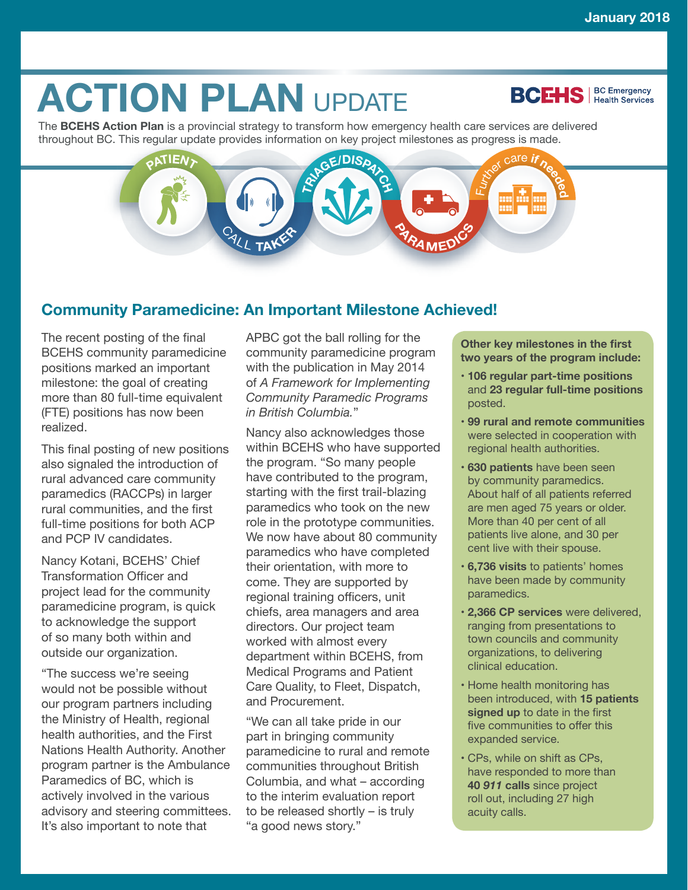January 2018

# ACTION PLAN UPDATE

BCEHS | BC Emergency Health Services

The **BCEHS Action Plan** is a provincial strategy to transform how emergency health care services are delivered throughout BC. This regular update provides information on key project milestones as progress is made.

PATIENT · CALL TAKER · TRIAGE/DISPATCH · PARAMEDICS · Further care *if needed*

## Community Paramedicine: An Important Milestone Achieved!

The recent posting of the final BCEHS community paramedicine positions marked an important milestone: the goal of creating more than 80 full-time equivalent (FTE) positions has now been realized.

This final posting of new positions also signaled the introduction of rural advanced care community paramedics (RACCPs) in larger rural communities, and the first full-time positions for both ACP and PCP IV candidates.

Nancy Kotani, BCEHS' Chief Transformation Officer and project lead for the community paramedicine program, is quick to acknowledge the support of so many both within and outside our organization.

"The success we're seeing would not be possible without our program partners including the Ministry of Health, regional health authorities, and the First Nations Health Authority. Another program partner is the Ambulance Paramedics of BC, which is actively involved in the various advisory and steering committees. It's also important to note that APBC got the ball rolling for the community paramedicine program with the publication in May 2014 of *A Framework for Implementing Community Paramedic Programs in British Columbia.*"

Nancy also acknowledges those within BCEHS who have supported the program. "So many people have contributed to the program, starting with the first trail-blazing paramedics who took on the new role in the prototype communities. We now have about 80 community paramedics who have completed their orientation, with more to come. They are supported by regional training officers, unit chiefs, area managers and area directors. Our project team worked with almost every department within BCEHS, from Medical Programs and Patient Care Quality, to Fleet, Dispatch, and Procurement.

"We can all take pride in our part in bringing community paramedicine to rural and remote communities throughout British Columbia, and what – according to the interim evaluation report to be released shortly – is truly "a good news story."

**Other key milestones in the first two years of the program include:**

- **106 regular part-time positions** and **23 regular full-time positions** posted.
- **99 rural and remote communities** were selected in cooperation with regional health authorities.
- **630 patients** have been seen by community paramedics. About half of all patients referred are men aged 75 years or older. More than 40 per cent of all patients live alone, and 30 per cent live with their spouse.
- **6,736 visits** to patients' homes have been made by community paramedics.
- **2,366 CP services** were delivered, ranging from presentations to town councils and community organizations, to delivering clinical education.
- Home health monitoring has been introduced, with **15 patients signed up** to date in the first five communities to offer this expanded service.
- CPs, while on shift as CPs, have responded to more than **40 *911* calls** since project roll out, including 27 high acuity calls.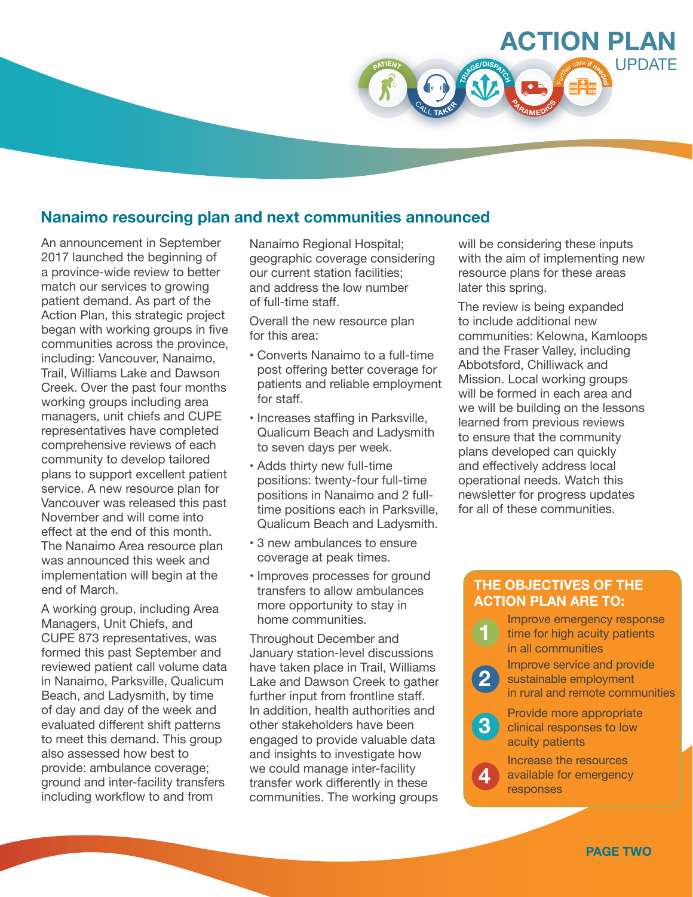## Nanaimo resourcing plan and next communities announced

An announcement in September 2017 launched the beginning of a province-wide review to better match our services to growing patient demand. As part of the Action Plan, this strategic project began with working groups in five communities across the province, including: Vancouver, Nanaimo, Trail, Williams Lake and Dawson Creek. Over the past four months working groups including area managers, unit chiefs and CUPE representatives have completed comprehensive reviews of each community to develop tailored plans to support excellent patient service. A new resource plan for Vancouver was released this past November and will come into effect at the end of this month. The Nanaimo Area resource plan was announced this week and implementation will begin at the end of March.

A working group, including Area Managers, Unit Chiefs, and CUPE 873 representatives, was formed this past September and reviewed patient call volume data in Nanaimo, Parksville, Qualicum Beach, and Ladysmith, by time of day and day of the week and evaluated different shift patterns to meet this demand. This group also assessed how best to provide: ambulance coverage; ground and inter-facility transfers including workflow to and from Nanaimo Regional Hospital; geographic coverage considering our current station facilities; and address the low number of full-time staff.

Overall the new resource plan for this area:

- Converts Nanaimo to a full-time post offering better coverage for patients and reliable employment for staff.
- Increases staffing in Parksville, Qualicum Beach and Ladysmith to seven days per week.
- Adds thirty new full-time positions: twenty-four full-time positions in Nanaimo and 2 full-time positions each in Parksville, Qualicum Beach and Ladysmith.
- 3 new ambulances to ensure coverage at peak times.
- Improves processes for ground transfers to allow ambulances more opportunity to stay in home communities.

Throughout December and January station-level discussions have taken place in Trail, Williams Lake and Dawson Creek to gather further input from frontline staff. In addition, health authorities and other stakeholders have been engaged to provide valuable data and insights to investigate how we could manage inter-facility transfer work differently in these communities. The working groups will be considering these inputs with the aim of implementing new resource plans for these areas later this spring.

The review is being expanded to include additional new communities: Kelowna, Kamloops and the Fraser Valley, including Abbotsford, Chilliwack and Mission. Local working groups will be formed in each area and we will be building on the lessons learned from previous reviews to ensure that the community plans developed can quickly and effectively address local operational needs. Watch this newsletter for progress updates for all of these communities.

### THE OBJECTIVES OF THE ACTION PLAN ARE TO:

1. Improve emergency response time for high acuity patients in all communities
2. Improve service and provide sustainable employment in rural and remote communities
3. Provide more appropriate clinical responses to low acuity patients
4. Increase the resources available for emergency responses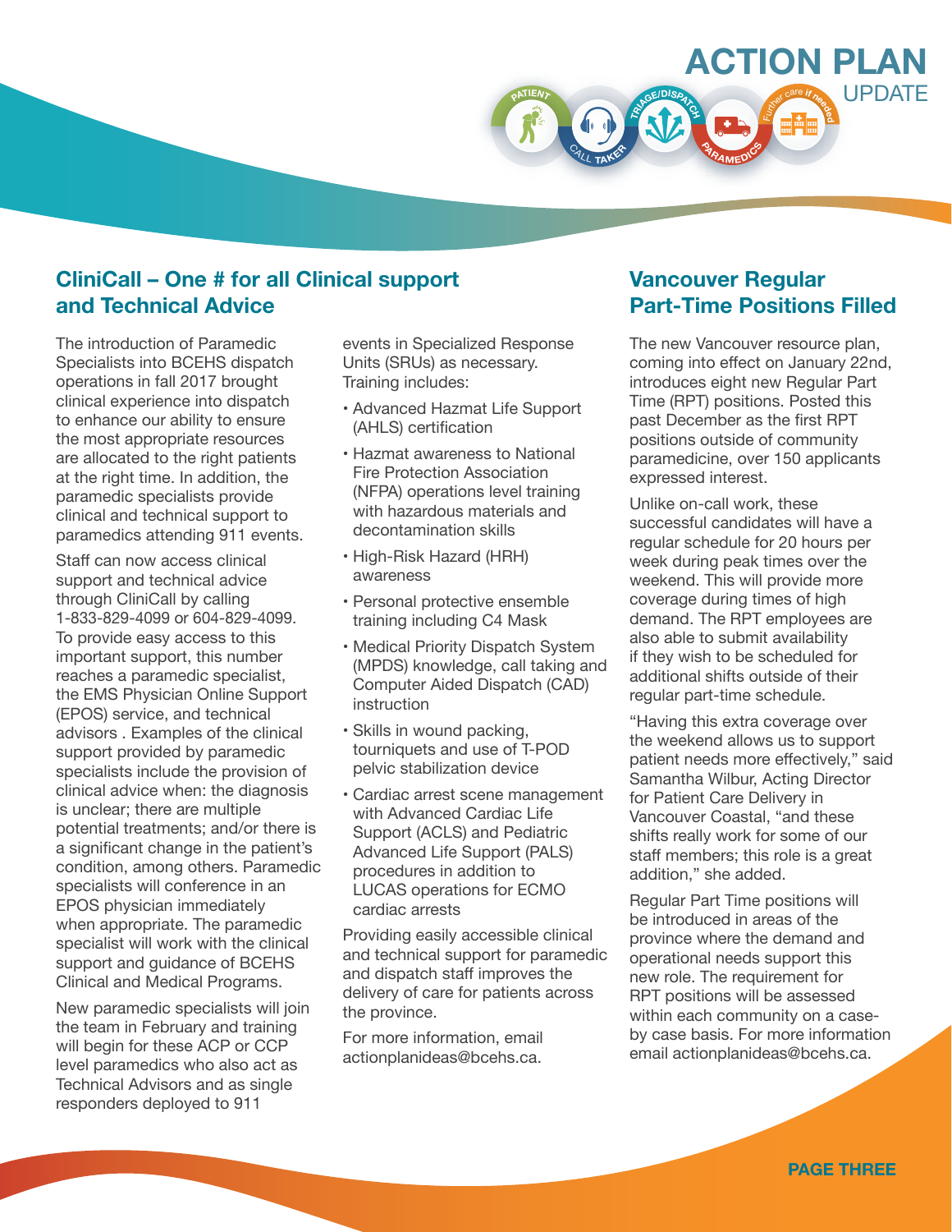# ACTION PLAN UPDATE

## CliniCall – One # for all Clinical support and Technical Advice

The introduction of Paramedic Specialists into BCEHS dispatch operations in fall 2017 brought clinical experience into dispatch to enhance our ability to ensure the most appropriate resources are allocated to the right patients at the right time. In addition, the paramedic specialists provide clinical and technical support to paramedics attending 911 events.

Staff can now access clinical support and technical advice through CliniCall by calling 1-833-829-4099 or 604-829-4099. To provide easy access to this important support, this number reaches a paramedic specialist, the EMS Physician Online Support (EPOS) service, and technical advisors . Examples of the clinical support provided by paramedic specialists include the provision of clinical advice when: the diagnosis is unclear; there are multiple potential treatments; and/or there is a significant change in the patient's condition, among others. Paramedic specialists will conference in an EPOS physician immediately when appropriate. The paramedic specialist will work with the clinical support and guidance of BCEHS Clinical and Medical Programs.

New paramedic specialists will join the team in February and training will begin for these ACP or CCP level paramedics who also act as Technical Advisors and as single responders deployed to 911 events in Specialized Response Units (SRUs) as necessary. Training includes:

- Advanced Hazmat Life Support (AHLS) certification
- Hazmat awareness to National Fire Protection Association (NFPA) operations level training with hazardous materials and decontamination skills
- High-Risk Hazard (HRH) awareness
- Personal protective ensemble training including C4 Mask
- Medical Priority Dispatch System (MPDS) knowledge, call taking and Computer Aided Dispatch (CAD) instruction
- Skills in wound packing, tourniquets and use of T-POD pelvic stabilization device
- Cardiac arrest scene management with Advanced Cardiac Life Support (ACLS) and Pediatric Advanced Life Support (PALS) procedures in addition to LUCAS operations for ECMO cardiac arrests

Providing easily accessible clinical and technical support for paramedic and dispatch staff improves the delivery of care for patients across the province.

For more information, email actionplanideas@bcehs.ca.

## Vancouver Regular Part-Time Positions Filled

The new Vancouver resource plan, coming into effect on January 22nd, introduces eight new Regular Part Time (RPT) positions. Posted this past December as the first RPT positions outside of community paramedicine, over 150 applicants expressed interest.

Unlike on-call work, these successful candidates will have a regular schedule for 20 hours per week during peak times over the weekend. This will provide more coverage during times of high demand. The RPT employees are also able to submit availability if they wish to be scheduled for additional shifts outside of their regular part-time schedule.

"Having this extra coverage over the weekend allows us to support patient needs more effectively," said Samantha Wilbur, Acting Director for Patient Care Delivery in Vancouver Coastal, "and these shifts really work for some of our staff members; this role is a great addition," she added.

Regular Part Time positions will be introduced in areas of the province where the demand and operational needs support this new role. The requirement for RPT positions will be assessed within each community on a case-by case basis. For more information email actionplanideas@bcehs.ca.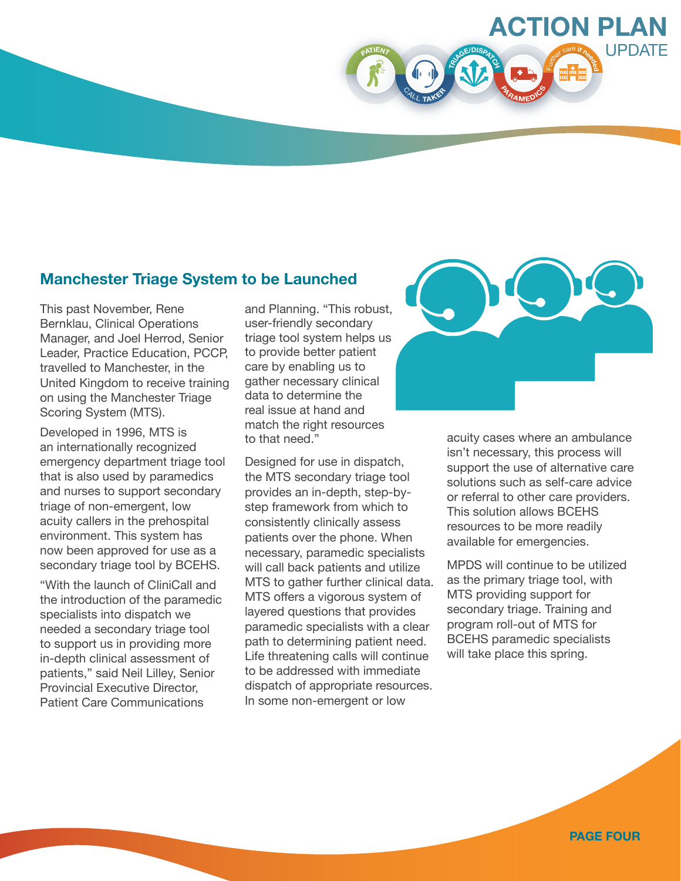## Manchester Triage System to be Launched

This past November, Rene Bernklau, Clinical Operations Manager, and Joel Herrod, Senior Leader, Practice Education, PCCP, travelled to Manchester, in the United Kingdom to receive training on using the Manchester Triage Scoring System (MTS).

Developed in 1996, MTS is an internationally recognized emergency department triage tool that is also used by paramedics and nurses to support secondary triage of non-emergent, low acuity callers in the prehospital environment. This system has now been approved for use as a secondary triage tool by BCEHS.

"With the launch of CliniCall and the introduction of the paramedic specialists into dispatch we needed a secondary triage tool to support us in providing more in-depth clinical assessment of patients," said Neil Lilley, Senior Provincial Executive Director, Patient Care Communications and Planning. "This robust, user-friendly secondary triage tool system helps us to provide better patient care by enabling us to gather necessary clinical data to determine the real issue at hand and match the right resources to that need."

Designed for use in dispatch, the MTS secondary triage tool provides an in-depth, step-by-step framework from which to consistently clinically assess patients over the phone. When necessary, paramedic specialists will call back patients and utilize MTS to gather further clinical data. MTS offers a vigorous system of layered questions that provides paramedic specialists with a clear path to determining patient need. Life threatening calls will continue to be addressed with immediate dispatch of appropriate resources. In some non-emergent or low acuity cases where an ambulance isn't necessary, this process will support the use of alternative care solutions such as self-care advice or referral to other care providers. This solution allows BCEHS resources to be more readily available for emergencies.

MPDS will continue to be utilized as the primary triage tool, with MTS providing support for secondary triage. Training and program roll-out of MTS for BCEHS paramedic specialists will take place this spring.